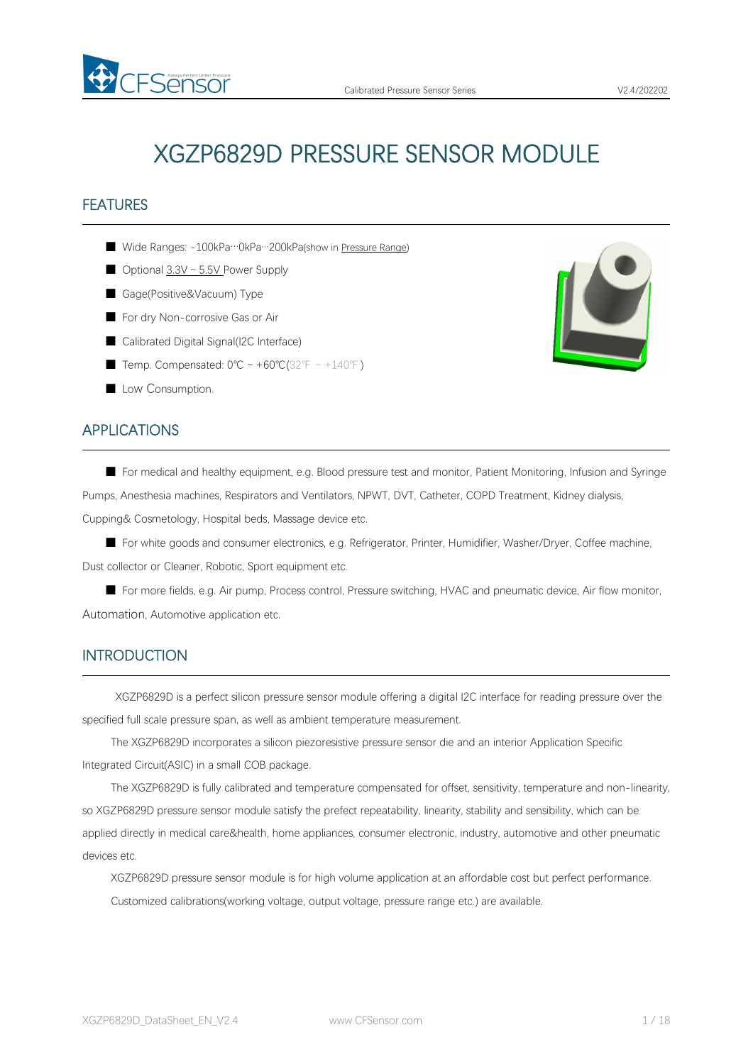# XGZP6829D PRESSURE SENSOR MODULE

## FEATURES

- Wide Ranges: -100kPa···0kPa···200kPa(show in Pressure Range)
- Optional 3.3V ~ 5.5V Power Supply
- Gage(Positive&Vacuum) Type
- For dry Non-corrosive Gas or Air
- Calibrated Digital Signal(I2C Interface)
- Temp. Compensated: 0℃ ~ +60℃(32℉ ~ +140℉)
- Low Consumption.

## APPLICATIONS

- For medical and healthy equipment, e.g. Blood pressure test and monitor, Patient Monitoring, Infusion and Syringe Pumps, Anesthesia machines, Respirators and Ventilators, NPWT, DVT, Catheter, COPD Treatment, Kidney dialysis, Cupping& Cosmetology, Hospital beds, Massage device etc.
- For white goods and consumer electronics, e.g. Refrigerator, Printer, Humidifier, Washer/Dryer, Coffee machine, Dust collector or Cleaner, Robotic, Sport equipment etc.
- For more fields, e.g. Air pump, Process control, Pressure switching, HVAC and pneumatic device, Air flow monitor, Automation, Automotive application etc.

## INTRODUCTION

XGZP6829D is a perfect silicon pressure sensor module offering a digital I2C interface for reading pressure over the specified full scale pressure span, as well as ambient temperature measurement.

The XGZP6829D incorporates a silicon piezoresistive pressure sensor die and an interior Application Specific Integrated Circuit(ASIC) in a small COB package.

The XGZP6829D is fully calibrated and temperature compensated for offset, sensitivity, temperature and non-linearity, so XGZP6829D pressure sensor module satisfy the prefect repeatability, linearity, stability and sensibility, which can be applied directly in medical care&health, home appliances, consumer electronic, industry, automotive and other pneumatic devices etc.

XGZP6829D pressure sensor module is for high volume application at an affordable cost but perfect performance.

Customized calibrations(working voltage, output voltage, pressure range etc.) are available.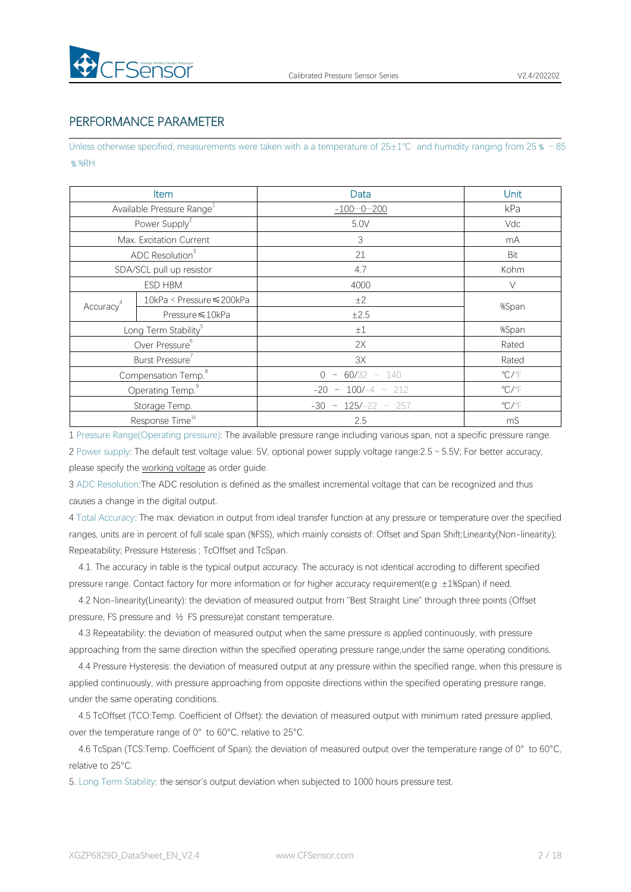## PERFORMANCE PARAMETER

Unless otherwise specified, measurements were taken with a a temperature of 25±1℃ and humidity ranging from 25％ ~ 85％%RH.

| Item | | Data | Unit |
|---|---|---|---|
| Available Pressure Range[1] | | -100···0···200 | kPa |
| Power Supply[2] | | 5.0V | Vdc |
| Max. Excitation Current | | 3 | mA |
| ADC Resolution[3] | | 21 | Bit |
| SDA/SCL pull up resistor | | 4.7 | Kohm |
| ESD HBM | | 4000 | V |
| Accuracy[4] | 10kPa < Pressure≤200kPa | ±2 | %Span |
| | Pressure≤10kPa | ±2.5 | |
| Long Term Stability[5] | | ±1 | %Span |
| Over Pressure[6] | | 2X | Rated |
| Burst Pressure[7] | | 3X | Rated |
| Compensation Temp.[8] | | 0 ~ 60/32 ~ 140 | ℃/℉ |
| Operating Temp.[9] | | -20 ~ 100/-4 ~ 212 | ℃/℉ |
| Storage Temp. | | -30 ~ 125/-22 ~ 257 | ℃/℉ |
| Response Time[10] | | 2.5 | mS |

1 Pressure Range(Operating pressure): The available pressure range including various span, not a specific pressure range.

2 Power supply: The default test voltage value: 5V, optional power supply voltage range:2.5 ~ 5.5V; For better accuracy, please specify the working voltage as order guide.

3 ADC Resolution:The ADC resolution is defined as the smallest incremental voltage that can be recognized and thus causes a change in the digital output.

4 Total Accuracy: The max. deviation in output from ideal transfer function at any pressure or temperature over the specified ranges, units are in percent of full scale span (%FSS), which mainly consists of: Offset and Span Shift;Linearity(Non-linearity); Repeatability; Pressure Hsteresis ; TcOffset and TcSpan.

4.1. The accuracy in table is the typical output accuracy. The accuracy is not identical accroding to different specified pressure range. Contact factory for more information or for higher accuracy requirement(e.g ±1%Span) if need.

4.2 Non-linearity(Linearity): the deviation of measured output from "Best Straight Line" through three points (Offset pressure, FS pressure and ½ FS pressure)at constant temperature.

4.3 Repeatability: the deviation of measured output when the same pressure is applied continuously, with pressure approaching from the same direction within the specified operating pressure range,under the same operating conditions.

4.4 Pressure Hysteresis: the deviation of measured output at any pressure within the specified range, when this pressure is applied continuously, with pressure approaching from opposite directions within the specified operating pressure range, under the same operating conditions.

4.5 TcOffset (TCO:Temp. Coefficient of Offset): the deviation of measured output with minimum rated pressure applied, over the temperature range of 0° to 60°C, relative to 25°C.

4.6 TcSpan (TCS:Temp. Coefficient of Span): the deviation of measured output over the temperature range of 0° to 60°C, relative to 25°C.

5. Long Term Stability: the sensor's output deviation when subjected to 1000 hours pressure test.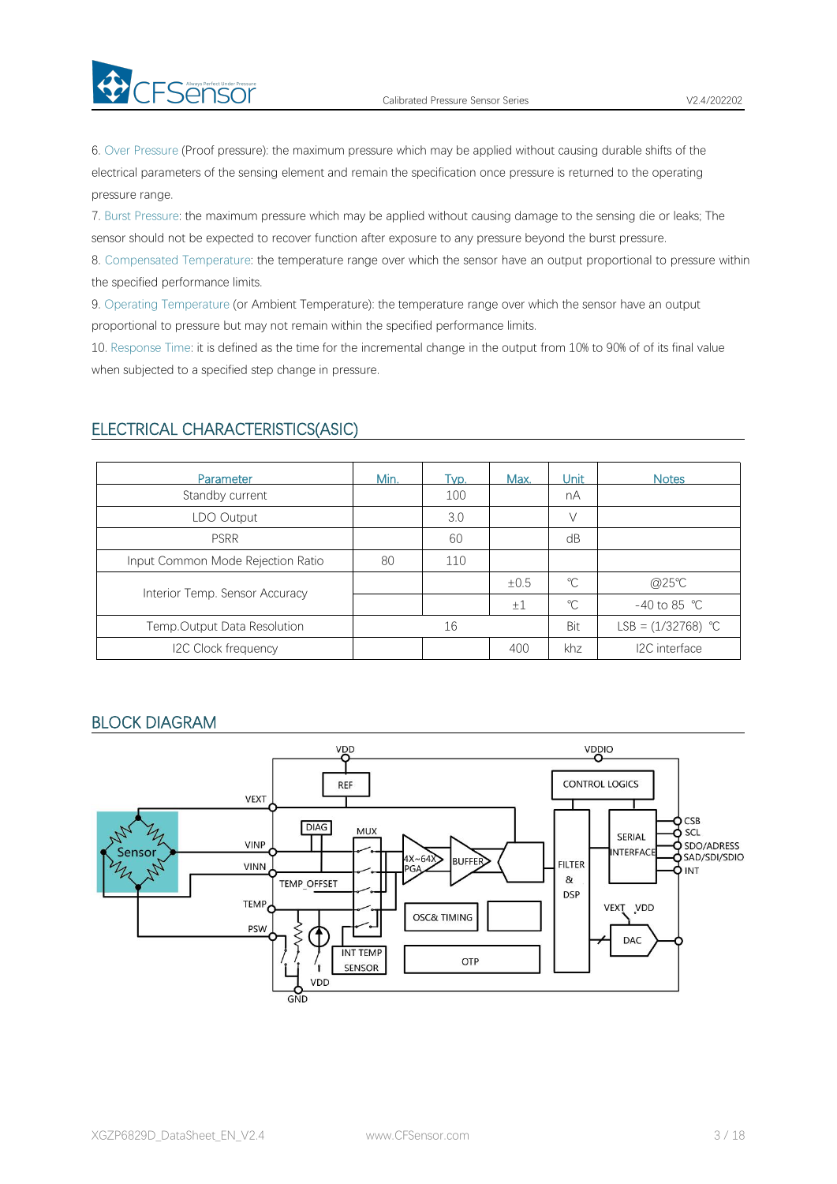6. Over Pressure (Proof pressure): the maximum pressure which may be applied without causing durable shifts of the electrical parameters of the sensing element and remain the specification once pressure is returned to the operating pressure range.

7. Burst Pressure: the maximum pressure which may be applied without causing damage to the sensing die or leaks; The sensor should not be expected to recover function after exposure to any pressure beyond the burst pressure.

8. Compensated Temperature: the temperature range over which the sensor have an output proportional to pressure within the specified performance limits.

9. Operating Temperature (or Ambient Temperature): the temperature range over which the sensor have an output proportional to pressure but may not remain within the specified performance limits.

10. Response Time: it is defined as the time for the incremental change in the output from 10% to 90% of of its final value when subjected to a specified step change in pressure.

## ELECTRICAL CHARACTERISTICS(ASIC)

| Parameter | Min. | Typ. | Max. | Unit | Notes |
|---|---|---|---|---|---|
| Standby current | | 100 | | nA | |
| LDO Output | | 3.0 | | V | |
| PSRR | | 60 | | dB | |
| Input Common Mode Rejection Ratio | 80 | 110 | | | |
| Interior Temp. Sensor Accuracy | | | ±0.5 | ℃ | @25℃ |
| | | | ±1 | ℃ | -40 to 85 ℃ |
| Temp.Output Data Resolution | | 16 | | Bit | LSB = (1/32768) ℃ |
| I2C Clock frequency | | | 400 | khz | I2C interface |

## BLOCK DIAGRAM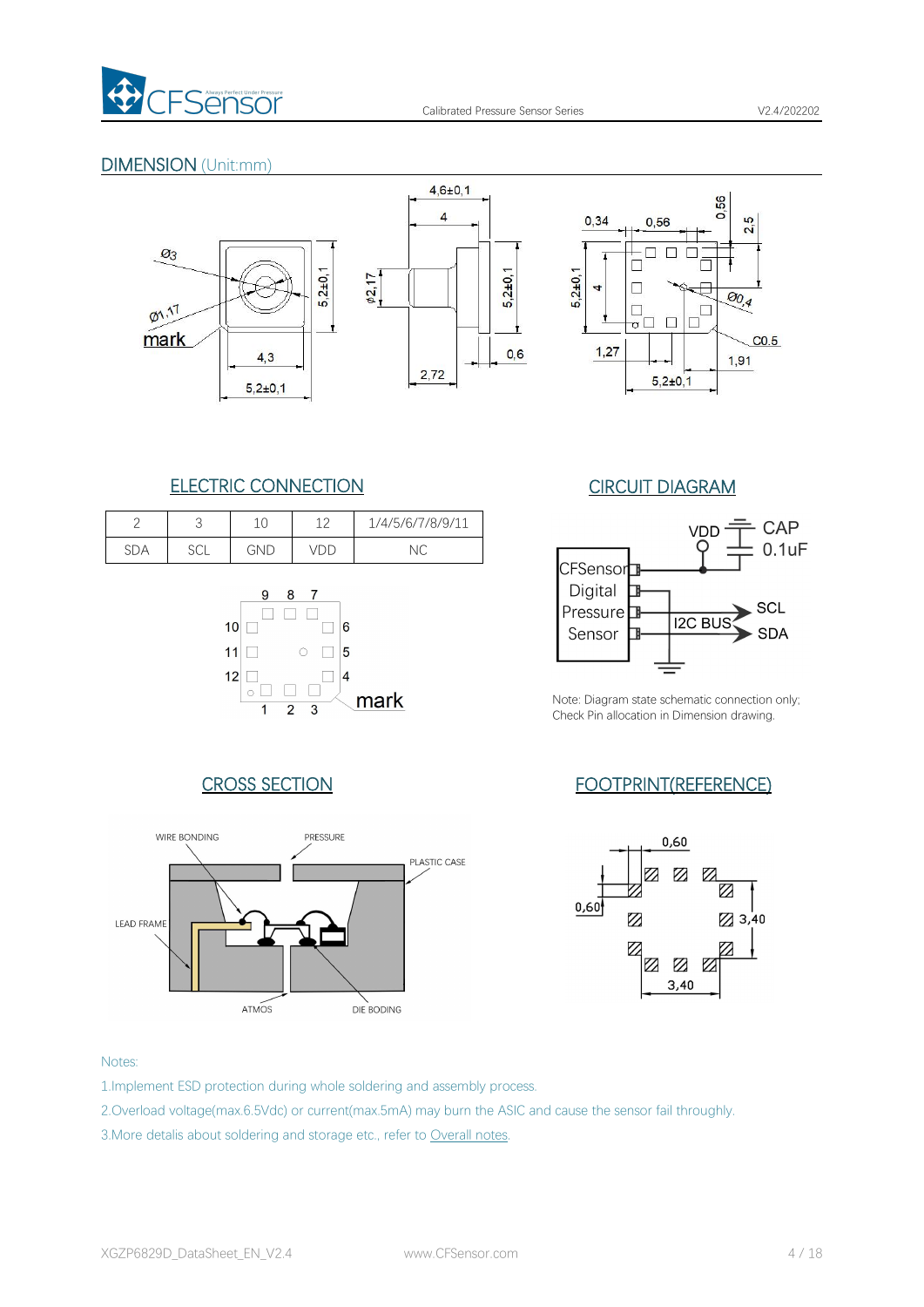## DIMENSION (Unit:mm)

## ELECTRIC CONNECTION

| 2 | 3 | 10 | 12 | 1/4/5/6/7/8/9/11 |
|---|---|---|---|---|
| SDA | SCL | GND | VDD | NC |

## CIRCUIT DIAGRAM

Note: Diagram state schematic connection only; Check Pin allocation in Dimension drawing.

## CROSS SECTION

## FOOTPRINT(REFERENCE)

Notes:

1.Implement ESD protection during whole soldering and assembly process.

2.Overload voltage(max.6.5Vdc) or current(max.5mA) may burn the ASIC and cause the sensor fail throughly.

3.More details about soldering and storage etc., refer to Overall notes.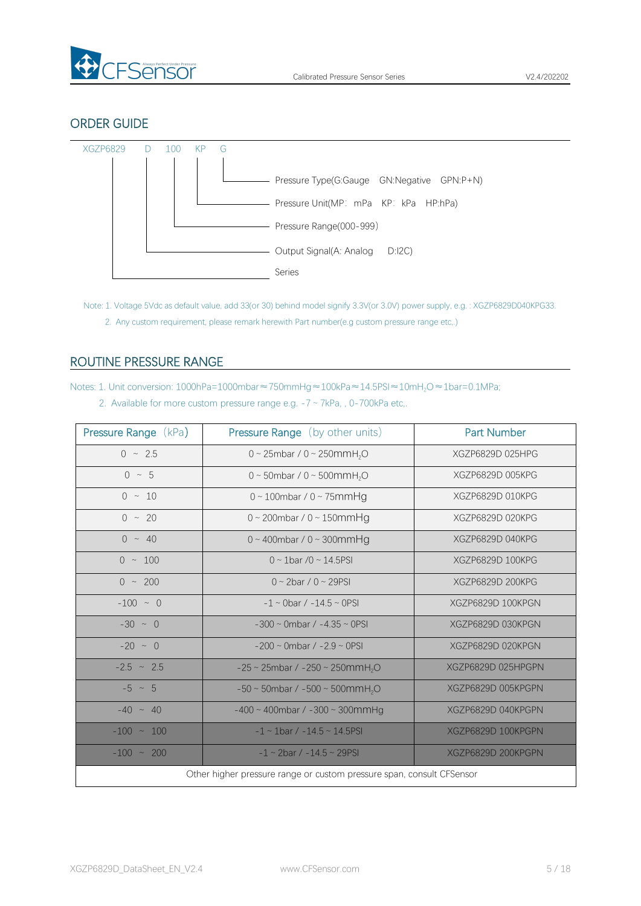## ORDER GUIDE

XGZP6829 D 100 KP G

- G — Pressure Type(G:Gauge GN:Negative GPN:P+N)
- KP — Pressure Unit(MP: mPa KP: kPa HP:hPa)
- 100 — Pressure Range(000-999)
- D — Output Signal(A: Analog D:I2C)
- XGZP6829 — Series

Note: 1. Voltage 5Vdc as default value, add 33(or 30) behind model signify 3.3V(or 3.0V) power supply, e.g. : XGZP6829D040KPG33.

2. Any custom requirement, please remark herewith Part number(e.g custom pressure range etc,)

## ROUTINE PRESSURE RANGE

Notes: 1. Unit conversion: 1000hPa=1000mbar≈750mmHg≈100kPa≈14.5PSI≈10m$H_2O$≈1bar=0.1MPa;

2. Available for more custom pressure range e.g. -7 ~ 7kPa, , 0-700kPa etc,.

| Pressure Range (kPa) | Pressure Range (by other units) | Part Number |
|---|---|---|
| 0 ~ 2.5 | 0 ~ 25mbar / 0 ~ 250mm$H_2O$ | XGZP6829D 025HPG |
| 0 ~ 5 | 0 ~ 50mbar / 0 ~ 500mm$H_2O$ | XGZP6829D 005KPG |
| 0 ~ 10 | 0 ~ 100mbar / 0 ~ 75mmHg | XGZP6829D 010KPG |
| 0 ~ 20 | 0 ~ 200mbar / 0 ~ 150mmHg | XGZP6829D 020KPG |
| 0 ~ 40 | 0 ~ 400mbar / 0 ~ 300mmHg | XGZP6829D 040KPG |
| 0 ~ 100 | 0 ~ 1bar /0 ~ 14.5PSI | XGZP6829D 100KPG |
| 0 ~ 200 | 0 ~ 2bar / 0 ~ 29PSI | XGZP6829D 200KPG |
| -100 ~ 0 | -1 ~ 0bar / -14.5 ~ 0PSI | XGZP6829D 100KPGN |
| -30 ~ 0 | -300 ~ 0mbar / -4.35 ~ 0PSI | XGZP6829D 030KPGN |
| -20 ~ 0 | -200 ~ 0mbar / -2.9 ~ 0PSI | XGZP6829D 020KPGN |
| -2.5 ~ 2.5 | -25 ~ 25mbar / -250 ~ 250mm$H_2O$ | XGZP6829D 025HPGPN |
| -5 ~ 5 | -50 ~ 50mbar / -500 ~ 500mm$H_2O$ | XGZP6829D 005KPGPN |
| -40 ~ 40 | -400 ~ 400mbar / -300 ~ 300mmHg | XGZP6829D 040KPGPN |
| -100 ~ 100 | -1 ~ 1bar / -14.5 ~ 14.5PSI | XGZP6829D 100KPGPN |
| -100 ~ 200 | -1 ~ 2bar / -14.5 ~ 29PSI | XGZP6829D 200KPGPN |
| Other higher pressure range or custom pressure span, consult CFSensor | | |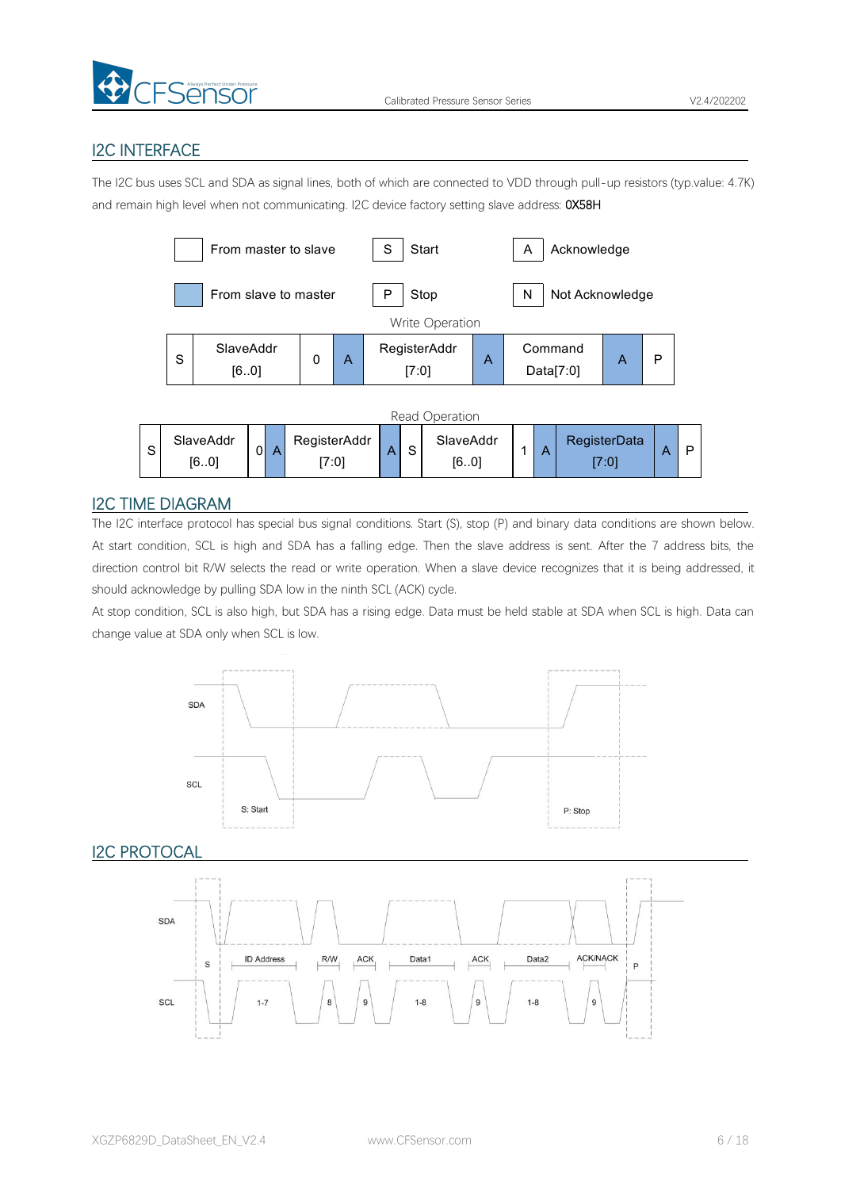## I2C INTERFACE

The I2C bus uses SCL and SDA as signal lines, both of which are connected to VDD through pull-up resistors (typ.value: 4.7K) and remain high level when not communicating. I2C device factory setting slave address: **0X58H**

| | | | | | |
|---|---|---|---|---|---|
| | From master to slave | S | Start | A | Acknowledge |
| | From slave to master | P | Stop | N | Not Acknowledge |

Write Operation

| S | SlaveAddr [6..0] | 0 | A | RegisterAddr [7:0] | A | Command Data[7:0] | A | P |
|---|---|---|---|---|---|---|---|---|

Read Operation

| S | SlaveAddr [6..0] | 0 | A | RegisterAddr [7:0] | A | S | SlaveAddr [6..0] | 1 | A | RegisterData [7:0] | A | P |
|---|---|---|---|---|---|---|---|---|---|---|---|---|

## I2C TIME DIAGRAM

The I2C interface protocol has special bus signal conditions. Start (S), stop (P) and binary data conditions are shown below. At start condition, SCL is high and SDA has a falling edge. Then the slave address is sent. After the 7 address bits, the direction control bit R/W selects the read or write operation. When a slave device recognizes that it is being addressed, it should acknowledge by pulling SDA low in the ninth SCL (ACK) cycle.

At stop condition, SCL is also high, but SDA has a rising edge. Data must be held stable at SDA when SCL is high. Data can change value at SDA only when SCL is low.

## I2C PROTOCAL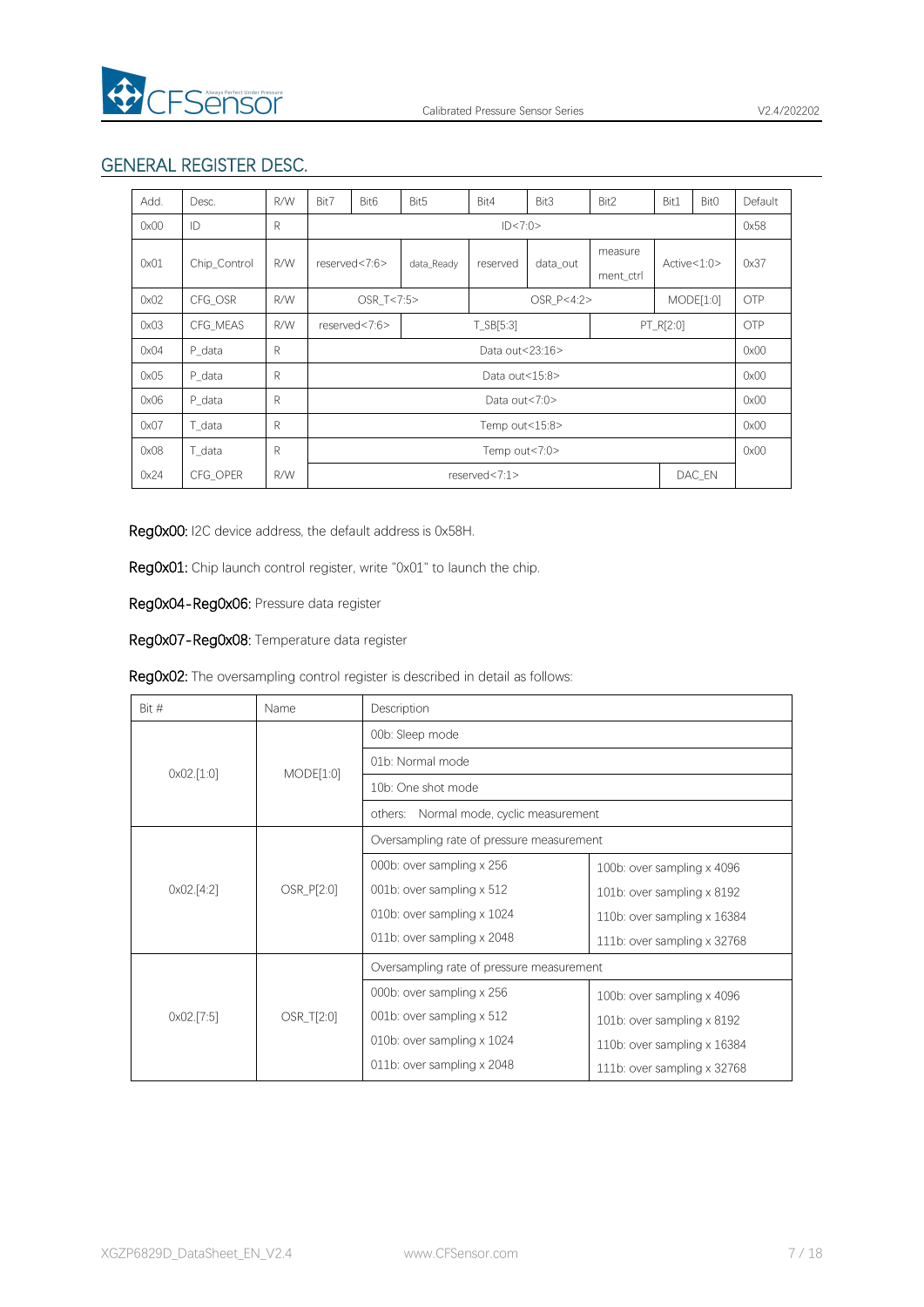## GENERAL REGISTER DESC.

| Add. | Desc. | R/W | Bit7 | Bit6 | Bit5 | Bit4 | Bit3 | Bit2 | Bit1 | Bit0 | Default |
|---|---|---|---|---|---|---|---|---|---|---|---|
| 0x00 | ID | R | ID<7:0> | | | | | | | | 0x58 |
| 0x01 | Chip_Control | R/W | reserved<7:6> | | data_Ready | reserved | data_out | measure ment_ctrl | Active<1:0> | | 0x37 |
| 0x02 | CFG_OSR | R/W | OSR_T<7:5> | | | OSR_P<4:2> | | | MODE[1:0] | | OTP |
| 0x03 | CFG_MEAS | R/W | reserved<7:6> | | T_SB[5:3] | | | PT_R[2:0] | | | OTP |
| 0x04 | P_data | R | Data out<23:16> | | | | | | | | 0x00 |
| 0x05 | P_data | R | Data out<15:8> | | | | | | | | 0x00 |
| 0x06 | P_data | R | Data out<7:0> | | | | | | | | 0x00 |
| 0x07 | T_data | R | Temp out<15:8> | | | | | | | | 0x00 |
| 0x08 | T_data | R | Temp out<7:0> | | | | | | | | 0x00 |
| 0x24 | CFG_OPER | R/W | reserved<7:1> | | | | | | | DAC_EN | |

**Reg0x00:** I2C device address, the default address is 0x58H.

**Reg0x01:** Chip launch control register, write "0x01" to launch the chip.

**Reg0x04-Reg0x06:** Pressure data register

**Reg0x07-Reg0x08:** Temperature data register

**Reg0x02:** The oversampling control register is described in detail as follows:

| Bit # | Name | Description | |
|---|---|---|---|
| 0x02.[1:0] | MODE[1:0] | 00b: Sleep mode | |
| | | 01b: Normal mode | |
| | | 10b: One shot mode | |
| | | others: Normal mode, cyclic measurement | |
| 0x02.[4:2] | OSR_P[2:0] | Oversampling rate of pressure measurement | |
| | | 000b: over sampling x 256 | 100b: over sampling x 4096 |
| | | 001b: over sampling x 512 | 101b: over sampling x 8192 |
| | | 010b: over sampling x 1024 | 110b: over sampling x 16384 |
| | | 011b: over sampling x 2048 | 111b: over sampling x 32768 |
| 0x02.[7:5] | OSR_T[2:0] | Oversampling rate of pressure measurement | |
| | | 000b: over sampling x 256 | 100b: over sampling x 4096 |
| | | 001b: over sampling x 512 | 101b: over sampling x 8192 |
| | | 010b: over sampling x 1024 | 110b: over sampling x 16384 |
| | | 011b: over sampling x 2048 | 111b: over sampling x 32768 |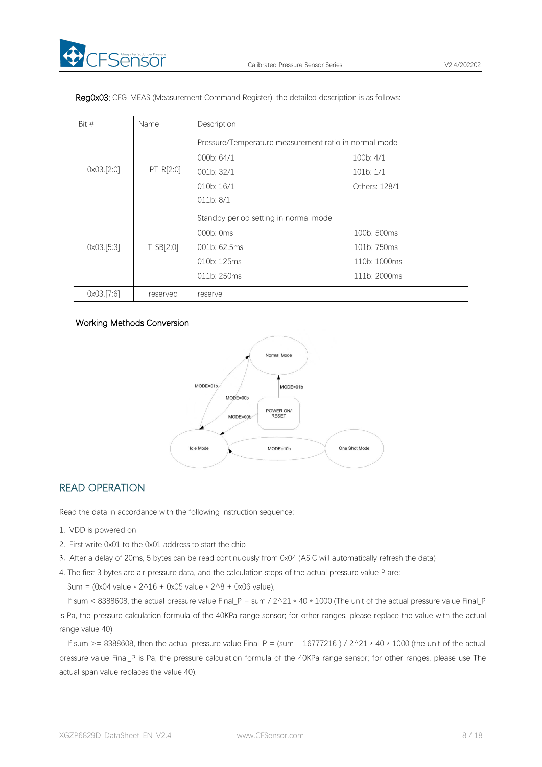**Reg0x03:** CFG_MEAS (Measurement Command Register), the detailed description is as follows:

| Bit # | Name | Description | |
|---|---|---|---|
| 0x03.[2:0] | PT_R[2:0] | Pressure/Temperature measurement ratio in normal mode | |
| | | 000b: 64/1<br>001b: 32/1<br>010b: 16/1<br>011b: 8/1 | 100b: 4/1<br>101b: 1/1<br>Others: 128/1 |
| 0x03.[5:3] | T_SB[2:0] | Standby period setting in normal mode | |
| | | 000b: 0ms<br>001b: 62.5ms<br>010b: 125ms<br>011b: 250ms | 100b: 500ms<br>101b: 750ms<br>110b: 1000ms<br>111b: 2000ms |
| 0x03.[7:6] | reserved | reserve | |

Working Methods Conversion

Normal Mode

MODE=01b

MODE=01b

MODE=00b

MODE=00b

POWER ON/ RESET

Idle Mode

MODE=10b

One Shot Mode

## READ OPERATION

Read the data in accordance with the following instruction sequence:

1. VDD is powered on
2. First write 0x01 to the 0x01 address to start the chip
3. After a delay of 20ms, 5 bytes can be read continuously from 0x04 (ASIC will automatically refresh the data)
4. The first 3 bytes are air pressure data, and the calculation steps of the actual pressure value P are:

Sum = (0x04 value * 2^16 + 0x05 value * 2^8 + 0x06 value),

If sum < 8388608, the actual pressure value Final_P = sum / 2^21 * 40 * 1000 (The unit of the actual pressure value Final_P is Pa, the pressure calculation formula of the 40KPa range sensor; for other ranges, please replace the value with the actual range value 40);

If sum >= 8388608, then the actual pressure value Final_P = (sum - 16777216 ) / 2^21 * 40 * 1000 (the unit of the actual pressure value Final_P is Pa, the pressure calculation formula of the 40KPa range sensor; for other ranges, please use The actual span value replaces the value 40).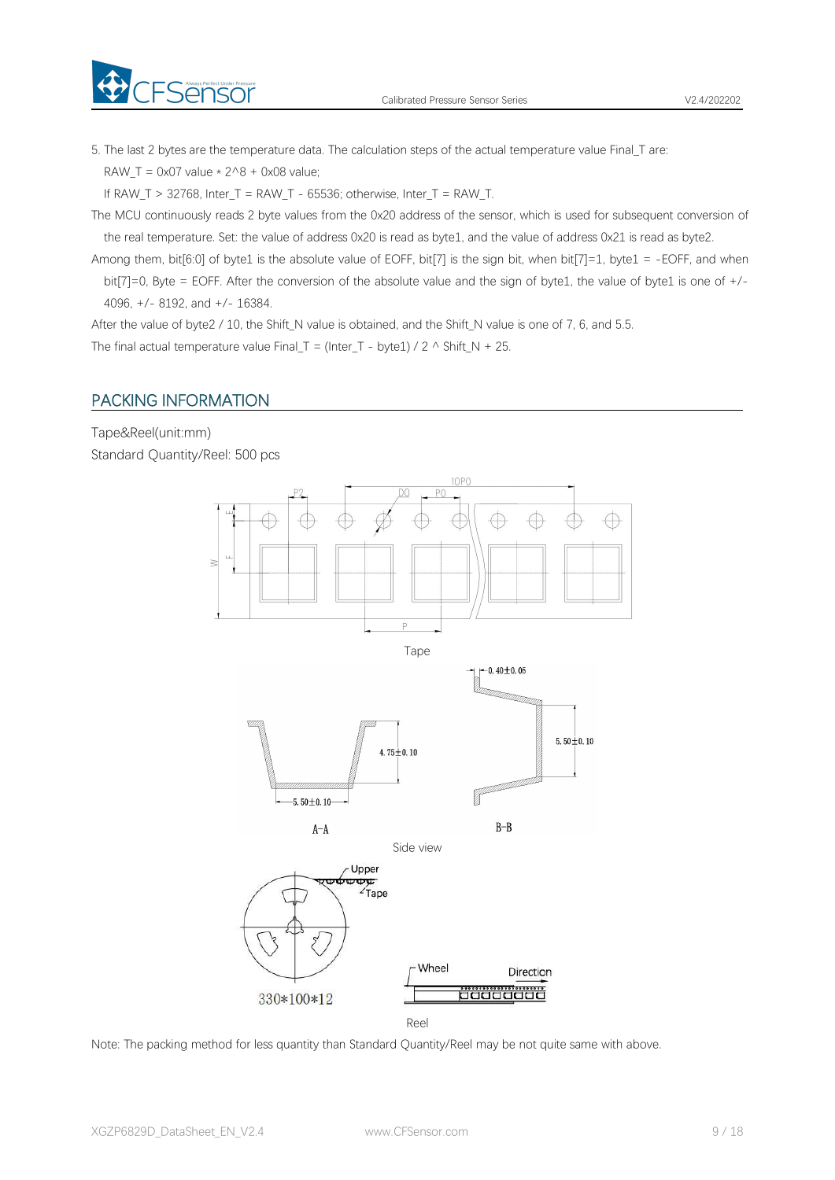5. The last 2 bytes are the temperature data. The calculation steps of the actual temperature value Final_T are:

RAW_T = 0x07 value * 2^8 + 0x08 value;

If RAW_T > 32768, Inter_T = RAW_T - 65536; otherwise, Inter_T = RAW_T.

The MCU continuously reads 2 byte values from the 0x20 address of the sensor, which is used for subsequent conversion of the real temperature. Set: the value of address 0x20 is read as byte1, and the value of address 0x21 is read as byte2.

Among them, bit[6:0] of byte1 is the absolute value of EOFF, bit[7] is the sign bit, when bit[7]=1, byte1 = -EOFF, and when bit[7]=0, Byte = EOFF. After the conversion of the absolute value and the sign of byte1, the value of byte1 is one of +/- 4096, +/- 8192, and +/- 16384.

After the value of byte2 / 10, the Shift_N value is obtained, and the Shift_N value is one of 7, 6, and 5.5.

The final actual temperature value Final_T = (Inter_T - byte1) / 2 ^ Shift_N + 25.

## PACKING INFORMATION

Tape&Reel(unit:mm)

Standard Quantity/Reel: 500 pcs

Tape

Side view

Reel

Note: The packing method for less quantity than Standard Quantity/Reel may be not quite same with above.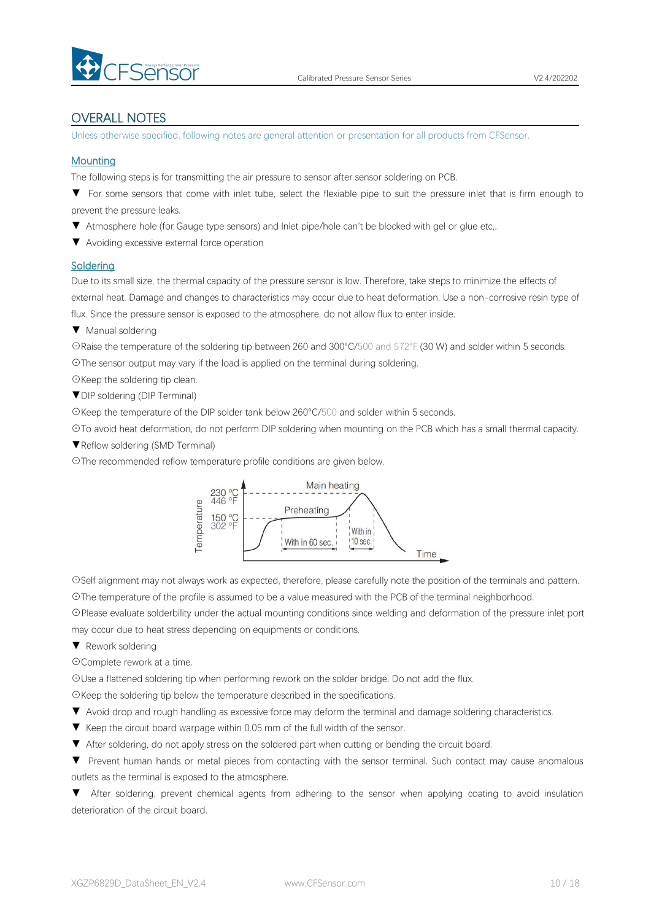## OVERALL NOTES

Unless otherwise specified, following notes are general attention or presentation for all products from CFSensor.

### Mounting

The following steps is for transmitting the air pressure to sensor after sensor soldering on PCB.

▼ For some sensors that come with inlet tube, select the flexiable pipe to suit the pressure inlet that is firm enough to prevent the pressure leaks.

▼ Atmosphere hole (for Gauge type sensors) and Inlet pipe/hole can't be blocked with gel or glue etc,..

▼ Avoiding excessive external force operation

### Soldering

Due to its small size, the thermal capacity of the pressure sensor is low. Therefore, take steps to minimize the effects of external heat. Damage and changes to characteristics may occur due to heat deformation. Use a non-corrosive resin type of flux. Since the pressure sensor is exposed to the atmosphere, do not allow flux to enter inside.

▼ Manual soldering

⊙Raise the temperature of the soldering tip between 260 and 300°C/500 and 572°F (30 W) and solder within 5 seconds.

⊙The sensor output may vary if the load is applied on the terminal during soldering.

⊙Keep the soldering tip clean.

▼DIP soldering (DIP Terminal)

⊙Keep the temperature of the DIP solder tank below 260°C/500 and solder within 5 seconds.

⊙To avoid heat deformation, do not perform DIP soldering when mounting on the PCB which has a small thermal capacity.

▼Reflow soldering (SMD Terminal)

⊙The recommended reflow temperature profile conditions are given below.

Temperature: 230 °C / 446 °F (Main heating); 150 °C / 302 °F (Preheating); With in 60 sec.; With in 10 sec.; Time

⊙Self alignment may not always work as expected, therefore, please carefully note the position of the terminals and pattern.

⊙The temperature of the profile is assumed to be a value measured with the PCB of the terminal neighborhood.

⊙Please evaluate solderbility under the actual mounting conditions since welding and deformation of the pressure inlet port may occur due to heat stress depending on equipments or conditions.

▼ Rework soldering

⊙Complete rework at a time.

⊙Use a flattened soldering tip when performing rework on the solder bridge. Do not add the flux.

⊙Keep the soldering tip below the temperature described in the specifications.

▼ Avoid drop and rough handling as excessive force may deform the terminal and damage soldering characteristics.

▼ Keep the circuit board warpage within 0.05 mm of the full width of the sensor.

▼ After soldering, do not apply stress on the soldered part when cutting or bending the circuit board.

▼ Prevent human hands or metal pieces from contacting with the sensor terminal. Such contact may cause anomalous outlets as the terminal is exposed to the atmosphere.

▼ After soldering, prevent chemical agents from adhering to the sensor when applying coating to avoid insulation deterioration of the circuit board.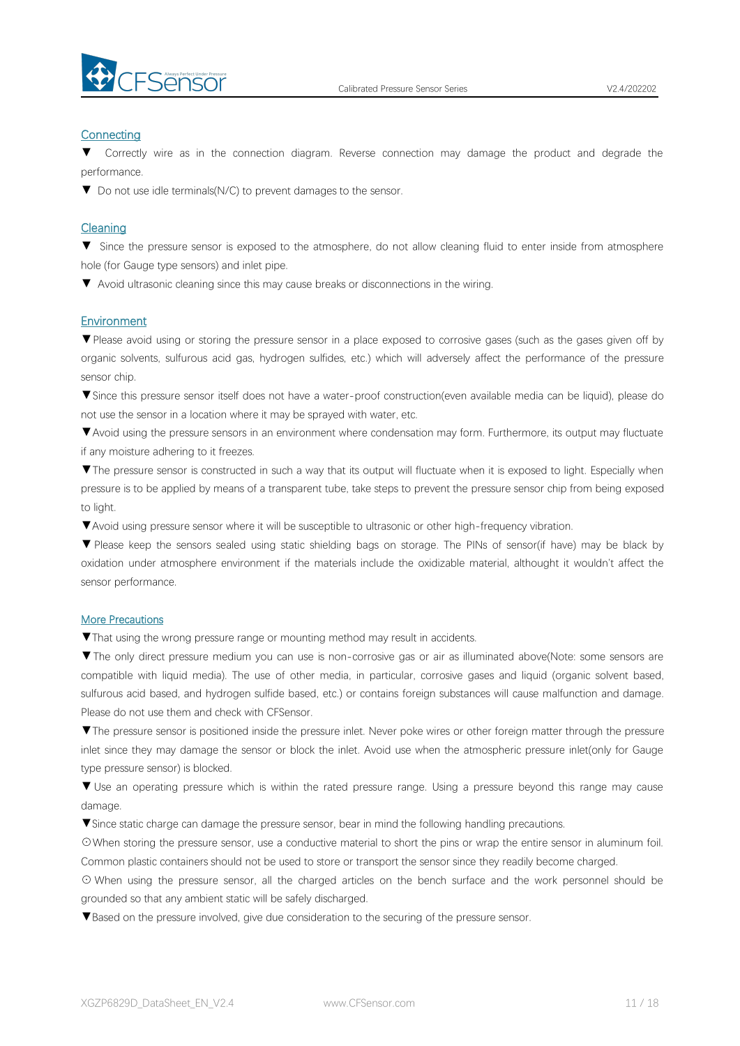## Connecting

▼ Correctly wire as in the connection diagram. Reverse connection may damage the product and degrade the performance.

▼ Do not use idle terminals(N/C) to prevent damages to the sensor.

## Cleaning

▼ Since the pressure sensor is exposed to the atmosphere, do not allow cleaning fluid to enter inside from atmosphere hole (for Gauge type sensors) and inlet pipe.

▼ Avoid ultrasonic cleaning since this may cause breaks or disconnections in the wiring.

## Environment

▼Please avoid using or storing the pressure sensor in a place exposed to corrosive gases (such as the gases given off by organic solvents, sulfurous acid gas, hydrogen sulfides, etc.) which will adversely affect the performance of the pressure sensor chip.

▼Since this pressure sensor itself does not have a water-proof construction(even available media can be liquid), please do not use the sensor in a location where it may be sprayed with water, etc.

▼Avoid using the pressure sensors in an environment where condensation may form. Furthermore, its output may fluctuate if any moisture adhering to it freezes.

▼The pressure sensor is constructed in such a way that its output will fluctuate when it is exposed to light. Especially when pressure is to be applied by means of a transparent tube, take steps to prevent the pressure sensor chip from being exposed to light.

▼Avoid using pressure sensor where it will be susceptible to ultrasonic or other high-frequency vibration.

▼ Please keep the sensors sealed using static shielding bags on storage. The PINs of sensor(if have) may be black by oxidation under atmosphere environment if the materials include the oxidizable material, althought it wouldn't affect the sensor performance.

## More Precautions

▼That using the wrong pressure range or mounting method may result in accidents.

▼The only direct pressure medium you can use is non-corrosive gas or air as illuminated above(Note: some sensors are compatible with liquid media). The use of other media, in particular, corrosive gases and liquid (organic solvent based, sulfurous acid based, and hydrogen sulfide based, etc.) or contains foreign substances will cause malfunction and damage. Please do not use them and check with CFSensor.

▼The pressure sensor is positioned inside the pressure inlet. Never poke wires or other foreign matter through the pressure inlet since they may damage the sensor or block the inlet. Avoid use when the atmospheric pressure inlet(only for Gauge type pressure sensor) is blocked.

▼ Use an operating pressure which is within the rated pressure range. Using a pressure beyond this range may cause damage.

▼Since static charge can damage the pressure sensor, bear in mind the following handling precautions.

⊙When storing the pressure sensor, use a conductive material to short the pins or wrap the entire sensor in aluminum foil. Common plastic containers should not be used to store or transport the sensor since they readily become charged.

⊙ When using the pressure sensor, all the charged articles on the bench surface and the work personnel should be grounded so that any ambient static will be safely discharged.

▼Based on the pressure involved, give due consideration to the securing of the pressure sensor.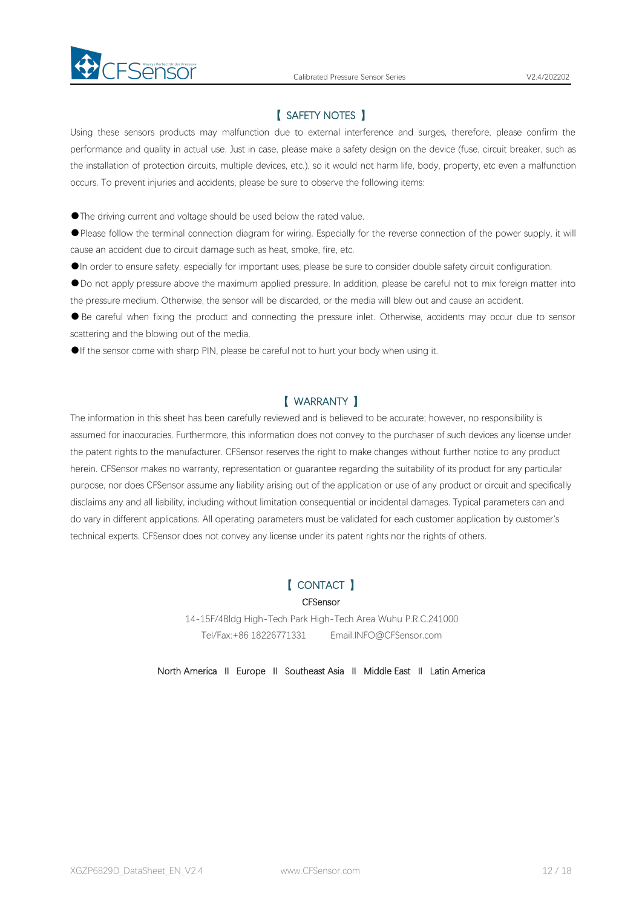## 【 SAFETY NOTES 】

Using these sensors products may malfunction due to external interference and surges, therefore, please confirm the performance and quality in actual use. Just in case, please make a safety design on the device (fuse, circuit breaker, such as the installation of protection circuits, multiple devices, etc.), so it would not harm life, body, property, etc even a malfunction occurs. To prevent injuries and accidents, please be sure to observe the following items:

- The driving current and voltage should be used below the rated value.
- Please follow the terminal connection diagram for wiring. Especially for the reverse connection of the power supply, it will cause an accident due to circuit damage such as heat, smoke, fire, etc.
- In order to ensure safety, especially for important uses, please be sure to consider double safety circuit configuration.
- Do not apply pressure above the maximum applied pressure. In addition, please be careful not to mix foreign matter into the pressure medium. Otherwise, the sensor will be discarded, or the media will blew out and cause an accident.
- Be careful when fixing the product and connecting the pressure inlet. Otherwise, accidents may occur due to sensor scattering and the blowing out of the media.
- If the sensor come with sharp PIN, please be careful not to hurt your body when using it.

## 【 WARRANTY 】

The information in this sheet has been carefully reviewed and is believed to be accurate; however, no responsibility is assumed for inaccuracies. Furthermore, this information does not convey to the purchaser of such devices any license under the patent rights to the manufacturer. CFSensor reserves the right to make changes without further notice to any product herein. CFSensor makes no warranty, representation or guarantee regarding the suitability of its product for any particular purpose, nor does CFSensor assume any liability arising out of the application or use of any product or circuit and specifically disclaims any and all liability, including without limitation consequential or incidental damages. Typical parameters can and do vary in different applications. All operating parameters must be validated for each customer application by customer's technical experts. CFSensor does not convey any license under its patent rights nor the rights of others.

## 【 CONTACT 】

CFSensor

14-15F/4Bldg High-Tech Park High-Tech Area Wuhu P.R.C.241000

Tel/Fax:+86 18226771331 Email:INFO@CFSensor.com

North America II Europe II Southeast Asia II Middle East II Latin America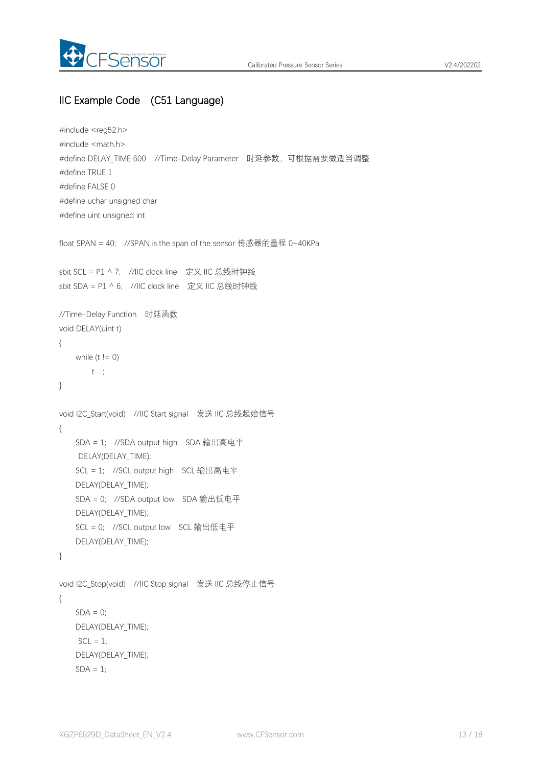## IIC Example Code (C51 Language)

```
#include <reg52.h>
#include <math.h>
#define DELAY_TIME 600   //Time-Delay Parameter  时延参数，可根据需要做适当调整
#define TRUE 1
#define FALSE 0
#define uchar unsigned char
#define uint unsigned int

float SPAN = 40;   //SPAN is the span of the sensor 传感器的量程 0~40KPa

sbit SCL = P1 ^ 7;   //IIC clock line  定义 IIC 总线时钟线
sbit SDA = P1 ^ 6;   //IIC clock line  定义 IIC 总线时钟线

//Time-Delay Function  时延函数
void DELAY(uint t)
{
     while (t != 0)
          t--;
}

void I2C_Start(void)   //IIC Start signal  发送 IIC 总线起始信号
{
     SDA = 1;   //SDA output high  SDA 输出高电平
      DELAY(DELAY_TIME);
     SCL = 1;   //SCL output high  SCL 输出高电平
     DELAY(DELAY_TIME);
     SDA = 0;   //SDA output low  SDA 输出低电平
     DELAY(DELAY_TIME);
     SCL = 0;   //SCL output low  SCL 输出低电平
     DELAY(DELAY_TIME);
}

void I2C_Stop(void)   //IIC Stop signal  发送 IIC 总线停止信号
{
     SDA = 0;
     DELAY(DELAY_TIME);
      SCL = 1;
     DELAY(DELAY_TIME);
     SDA = 1;
```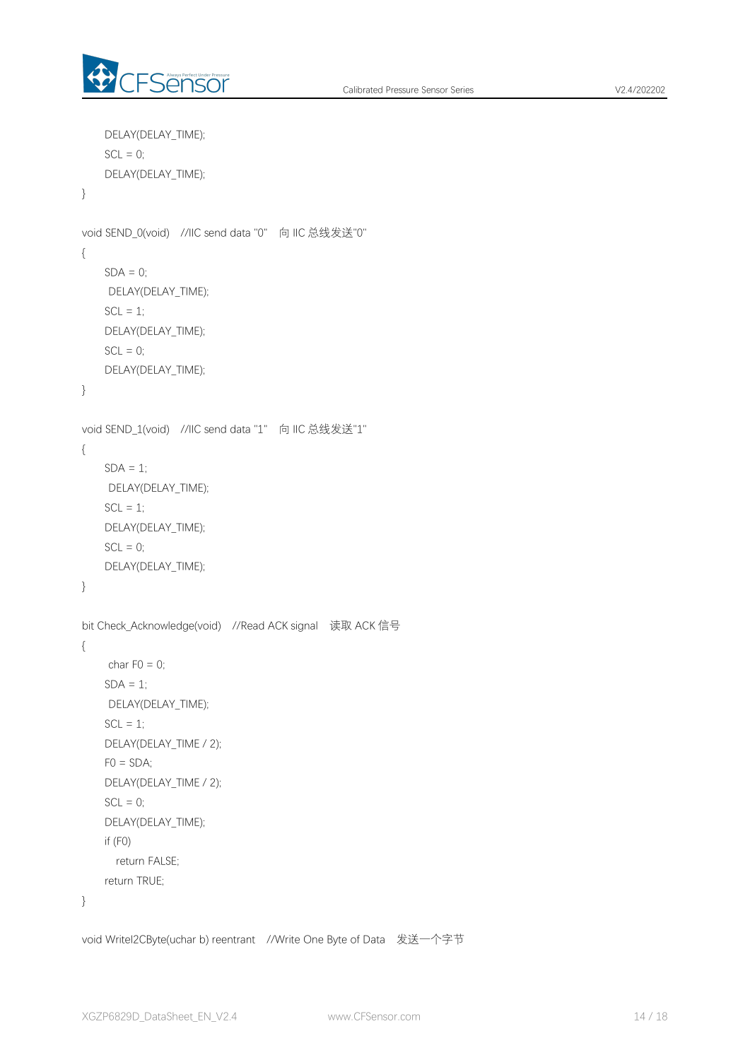```
    DELAY(DELAY_TIME);
    SCL = 0;
    DELAY(DELAY_TIME);
}

void SEND_0(void)   //IIC send data "0"   向 IIC 总线发送"0"
{
    SDA = 0;
     DELAY(DELAY_TIME);
    SCL = 1;
    DELAY(DELAY_TIME);
    SCL = 0;
    DELAY(DELAY_TIME);
}

void SEND_1(void)   //IIC send data "1"   向 IIC 总线发送"1"
{
    SDA = 1;
     DELAY(DELAY_TIME);
    SCL = 1;
    DELAY(DELAY_TIME);
    SCL = 0;
    DELAY(DELAY_TIME);
}

bit Check_Acknowledge(void)   //Read ACK signal   读取 ACK 信号
{
     char F0 = 0;
    SDA = 1;
     DELAY(DELAY_TIME);
    SCL = 1;
    DELAY(DELAY_TIME / 2);
    F0 = SDA;
    DELAY(DELAY_TIME / 2);
    SCL = 0;
    DELAY(DELAY_TIME);
    if (F0)
       return FALSE;
    return TRUE;
}

void WriteI2CByte(uchar b) reentrant   //Write One Byte of Data   发送一个字节
```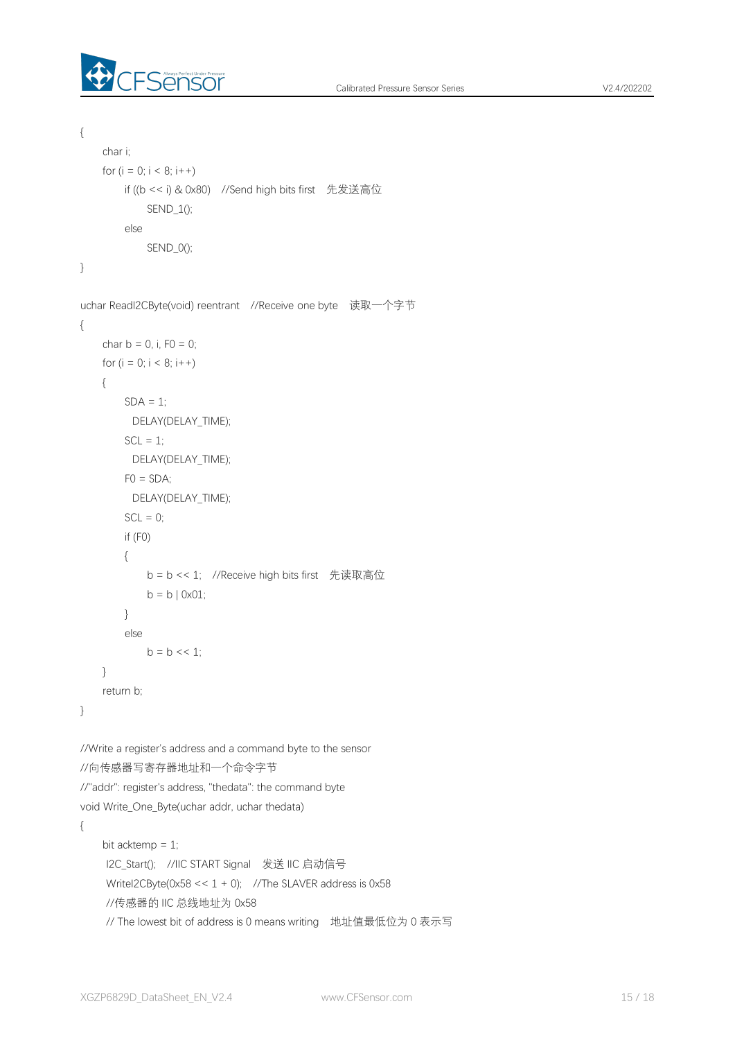```
{
    char i;
    for (i = 0; i < 8; i++)
        if ((b << i) & 0x80)   //Send high bits first   先发送高位
            SEND_1();
        else
            SEND_0();
}

uchar ReadI2CByte(void) reentrant   //Receive one byte   读取一个字节
{
    char b = 0, i, F0 = 0;
    for (i = 0; i < 8; i++)
    {
        SDA = 1;
          DELAY(DELAY_TIME);
        SCL = 1;
          DELAY(DELAY_TIME);
        F0 = SDA;
          DELAY(DELAY_TIME);
        SCL = 0;
        if (F0)
        {
            b = b << 1;   //Receive high bits first   先读取高位
            b = b | 0x01;
        }
        else
            b = b << 1;
    }
    return b;
}

//Write a register's address and a command byte to the sensor
//向传感器写寄存器地址和一个命令字节
//"addr": register's address, "thedata": the command byte
void Write_One_Byte(uchar addr, uchar thedata)
{
    bit acktemp = 1;
     I2C_Start();   //IIC START Signal   发送 IIC 启动信号
     WriteI2CByte(0x58 << 1 + 0);   //The SLAVER address is 0x58
     //传感器的 IIC 总线地址为 0x58
     // The lowest bit of address is 0 means writing   地址值最低位为 0 表示写
```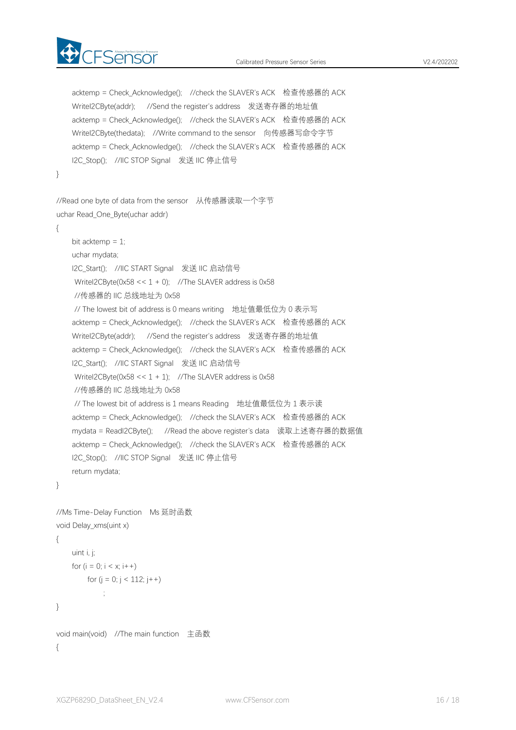```
    acktemp = Check_Acknowledge();   //check the SLAVER's ACK   检查传感器的 ACK
    WriteI2CByte(addr);     //Send the register's address   发送寄存器的地址值
    acktemp = Check_Acknowledge();   //check the SLAVER's ACK   检查传感器的 ACK
    WriteI2CByte(thedata);   //Write command to the sensor   向传感器写命令字节
    acktemp = Check_Acknowledge();   //check the SLAVER's ACK   检查传感器的 ACK
    I2C_Stop();   //IIC STOP Signal   发送 IIC 停止信号
}

//Read one byte of data from the sensor   从传感器读取一个字节
uchar Read_One_Byte(uchar addr)
{
    bit acktemp = 1;
    uchar mydata;
    I2C_Start();   //IIC START Signal   发送 IIC 启动信号
     WriteI2CByte(0x58 << 1 + 0);   //The SLAVER address is 0x58
     //传感器的 IIC 总线地址为 0x58
     // The lowest bit of address is 0 means writing   地址值最低位为 0 表示写
    acktemp = Check_Acknowledge();   //check the SLAVER's ACK   检查传感器的 ACK
    WriteI2CByte(addr);     //Send the register's address   发送寄存器的地址值
    acktemp = Check_Acknowledge();   //check the SLAVER's ACK   检查传感器的 ACK
    I2C_Start();   //IIC START Signal   发送 IIC 启动信号
     WriteI2CByte(0x58 << 1 + 1);   //The SLAVER address is 0x58
     //传感器的 IIC 总线地址为 0x58
     // The lowest bit of address is 1 means Reading   地址值最低位为 1 表示读
    acktemp = Check_Acknowledge();   //check the SLAVER's ACK   检查传感器的 ACK
    mydata = ReadI2CByte();    //Read the above register's data   读取上述寄存器的数据值
    acktemp = Check_Acknowledge();   //check the SLAVER's ACK   检查传感器的 ACK
    I2C_Stop();   //IIC STOP Signal   发送 IIC 停止信号
    return mydata;
}

//Ms Time-Delay Function   Ms 延时函数
void Delay_xms(uint x)
{
    uint i, j;
    for (i = 0; i < x; i++)
        for (j = 0; j < 112; j++)
            ;
}

void main(void)   //The main function   主函数
{
```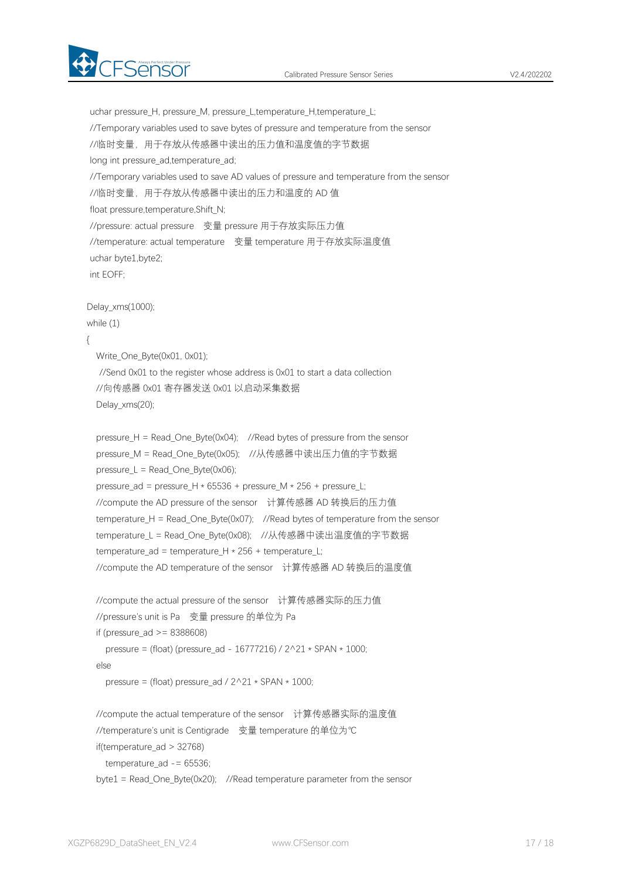```
    uchar pressure_H, pressure_M, pressure_L,temperature_H,temperature_L;
    //Temporary variables used to save bytes of pressure and temperature from the sensor
    //临时变量，用于存放从传感器中读出的压力值和温度值的字节数据
    long int pressure_ad,temperature_ad;
    //Temporary variables used to save AD values of pressure and temperature from the sensor
    //临时变量，用于存放从传感器中读出的压力和温度的 AD 值
    float pressure,temperature,Shift_N;
    //pressure: actual pressure   变量 pressure 用于存放实际压力值
    //temperature: actual temperature   变量 temperature 用于存放实际温度值
    uchar byte1,byte2;
    int EOFF;

   Delay_xms(1000);
   while (1)
   {
      Write_One_Byte(0x01, 0x01);
       //Send 0x01 to the register whose address is 0x01 to start a data collection
      //向传感器 0x01 寄存器发送 0x01 以启动采集数据
      Delay_xms(20);

      pressure_H = Read_One_Byte(0x04);   //Read bytes of pressure from the sensor
      pressure_M = Read_One_Byte(0x05);   //从传感器中读出压力值的字节数据
      pressure_L = Read_One_Byte(0x06);
      pressure_ad = pressure_H * 65536 + pressure_M * 256 + pressure_L;
      //compute the AD pressure of the sensor   计算传感器 AD 转换后的压力值
      temperature_H = Read_One_Byte(0x07);   //Read bytes of temperature from the sensor
      temperature_L = Read_One_Byte(0x08);   //从传感器中读出温度值的字节数据
      temperature_ad = temperature_H * 256 + temperature_L;
      //compute the AD temperature of the sensor   计算传感器 AD 转换后的温度值

      //compute the actual pressure of the sensor   计算传感器实际的压力值
      //pressure's unit is Pa   变量 pressure 的单位为 Pa
      if (pressure_ad >= 8388608)
         pressure = (float) (pressure_ad - 16777216) / 2^21 * SPAN * 1000;
      else
         pressure = (float) pressure_ad / 2^21 * SPAN * 1000;

      //compute the actual temperature of the sensor   计算传感器实际的温度值
      //temperature's unit is Centigrade   变量 temperature 的单位为℃
      if(temperature_ad > 32768)
         temperature_ad -= 65536;
      byte1 = Read_One_Byte(0x20);   //Read temperature parameter from the sensor
```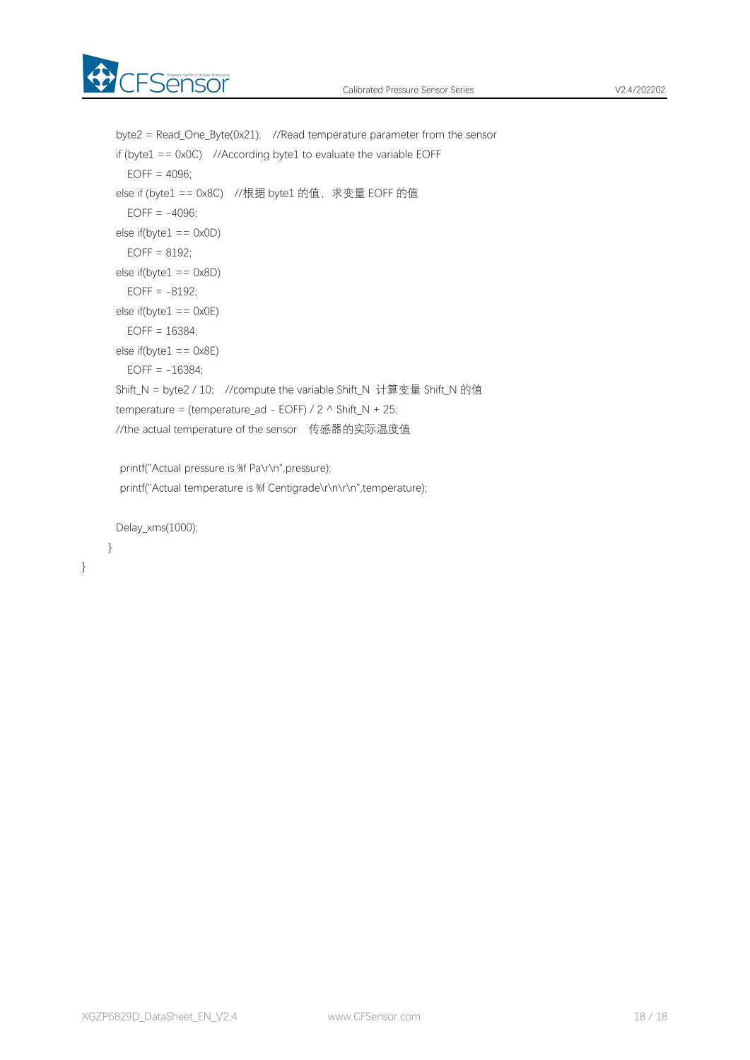```
        byte2 = Read_One_Byte(0x21);   //Read temperature parameter from the sensor
        if (byte1 == 0x0C)   //According byte1 to evaluate the variable EOFF
          EOFF = 4096;
        else if (byte1 == 0x8C)   //根据 byte1 的值，求变量 EOFF 的值
          EOFF = -4096;
        else if(byte1 == 0x0D)
          EOFF = 8192;
        else if(byte1 == 0x8D)
          EOFF = -8192;
        else if(byte1 == 0x0E)
          EOFF = 16384;
        else if(byte1 == 0x8E)
          EOFF = -16384;
        Shift_N = byte2 / 10;   //compute the variable Shift_N  计算变量 Shift_N 的值
        temperature = (temperature_ad - EOFF) / 2 ^ Shift_N + 25;
        //the actual temperature of the sensor   传感器的实际温度值

         printf("Actual pressure is %f Pa\r\n",pressure);
         printf("Actual temperature is %f Centigrade\r\n\r\n",temperature);

        Delay_xms(1000);
      }
}
```